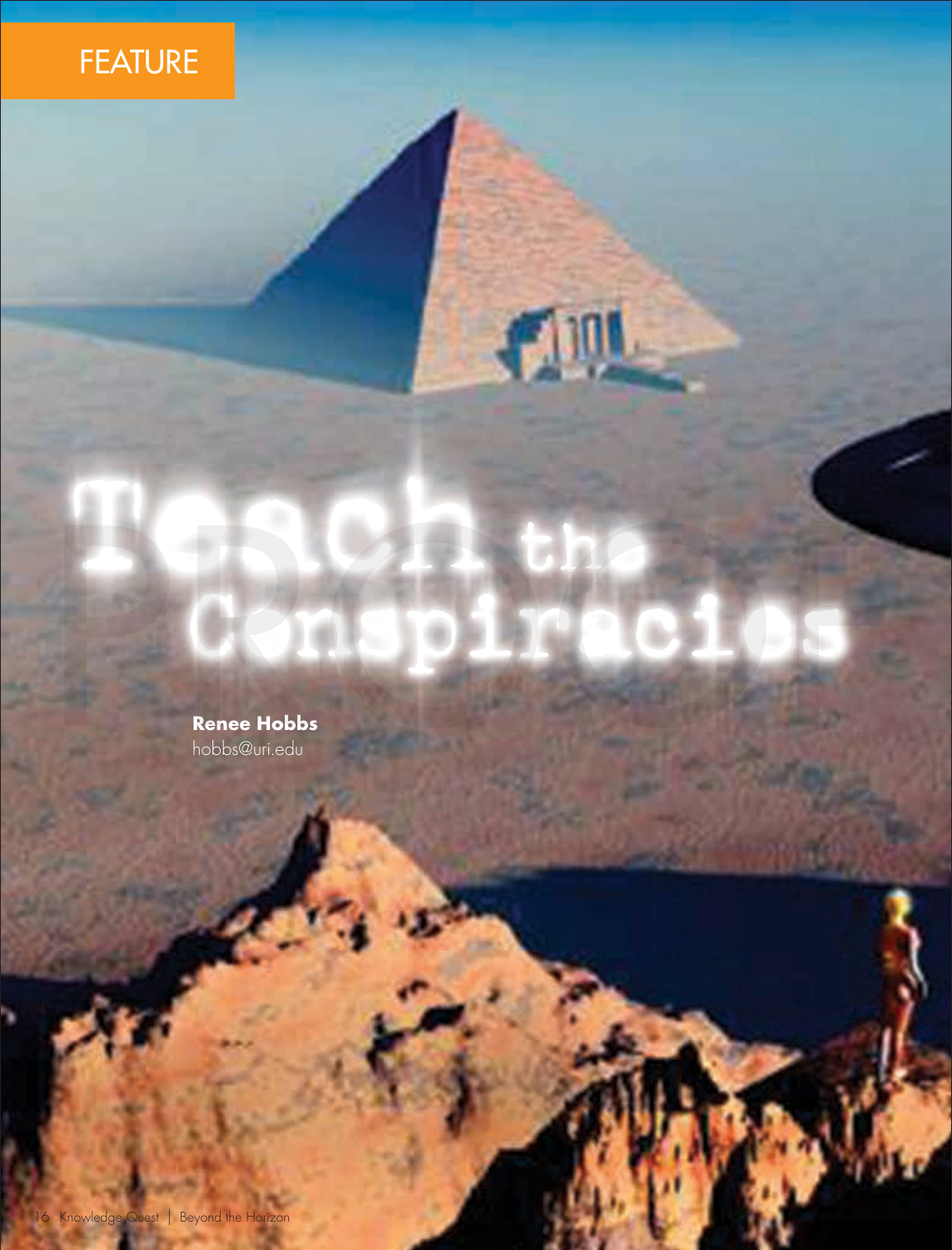FEATURE

# Teach the Conspiracies

**Renee Hobbs**
hobbs@uri.edu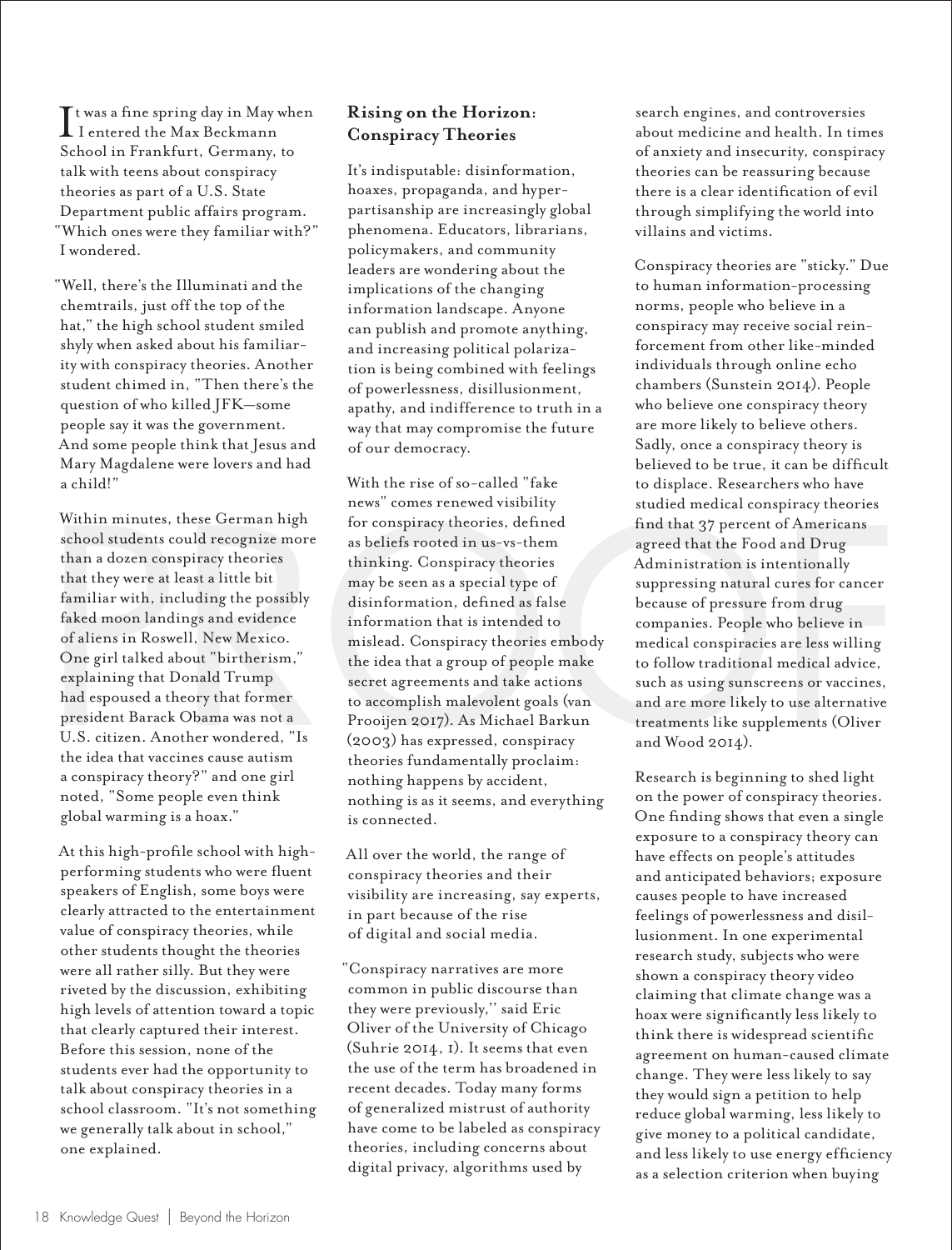It was a fine spring day in May when I entered the Max Beckmann School in Frankfurt, Germany, to talk with teens about conspiracy theories as part of a U.S. State Department public affairs program. "Which ones were they familiar with?" I wondered.

"Well, there's the Illuminati and the chemtrails, just off the top of the hat," the high school student smiled shyly when asked about his familiarity with conspiracy theories. Another student chimed in, "Then there's the question of who killed JFK—some people say it was the government. And some people think that Jesus and Mary Magdalene were lovers and had a child!"

Within minutes, these German high school students could recognize more than a dozen conspiracy theories that they were at least a little bit familiar with, including the possibly faked moon landings and evidence of aliens in Roswell, New Mexico. One girl talked about "birtherism," explaining that Donald Trump had espoused a theory that former president Barack Obama was not a U.S. citizen. Another wondered, "Is the idea that vaccines cause autism a conspiracy theory?" and one girl noted, "Some people even think global warming is a hoax."

At this high-profile school with high-performing students who were fluent speakers of English, some boys were clearly attracted to the entertainment value of conspiracy theories, while other students thought the theories were all rather silly. But they were riveted by the discussion, exhibiting high levels of attention toward a topic that clearly captured their interest. Before this session, none of the students ever had the opportunity to talk about conspiracy theories in a school classroom. "It's not something we generally talk about in school," one explained.

## Rising on the Horizon: Conspiracy Theories

It's indisputable: disinformation, hoaxes, propaganda, and hyper-partisanship are increasingly global phenomena. Educators, librarians, policymakers, and community leaders are wondering about the implications of the changing information landscape. Anyone can publish and promote anything, and increasing political polarization is being combined with feelings of powerlessness, disillusionment, apathy, and indifference to truth in a way that may compromise the future of our democracy.

With the rise of so-called "fake news" comes renewed visibility for conspiracy theories, defined as beliefs rooted in us-vs-them thinking. Conspiracy theories may be seen as a special type of disinformation, defined as false information that is intended to mislead. Conspiracy theories embody the idea that a group of people make secret agreements and take actions to accomplish malevolent goals (van Prooijen 2017). As Michael Barkun (2003) has expressed, conspiracy theories fundamentally proclaim: nothing happens by accident, nothing is as it seems, and everything is connected.

All over the world, the range of conspiracy theories and their visibility are increasing, say experts, in part because of the rise of digital and social media.

"Conspiracy narratives are more common in public discourse than they were previously," said Eric Oliver of the University of Chicago (Suhrie 2014, 1). It seems that even the use of the term has broadened in recent decades. Today many forms of generalized mistrust of authority have come to be labeled as conspiracy theories, including concerns about digital privacy, algorithms used by search engines, and controversies about medicine and health. In times of anxiety and insecurity, conspiracy theories can be reassuring because there is a clear identification of evil through simplifying the world into villains and victims.

Conspiracy theories are "sticky." Due to human information-processing norms, people who believe in a conspiracy may receive social reinforcement from other like-minded individuals through online echo chambers (Sunstein 2014). People who believe one conspiracy theory are more likely to believe others. Sadly, once a conspiracy theory is believed to be true, it can be difficult to displace. Researchers who have studied medical conspiracy theories find that 37 percent of Americans agreed that the Food and Drug Administration is intentionally suppressing natural cures for cancer because of pressure from drug companies. People who believe in medical conspiracies are less willing to follow traditional medical advice, such as using sunscreens or vaccines, and are more likely to use alternative treatments like supplements (Oliver and Wood 2014).

Research is beginning to shed light on the power of conspiracy theories. One finding shows that even a single exposure to a conspiracy theory can have effects on people's attitudes and anticipated behaviors; exposure causes people to have increased feelings of powerlessness and disillusionment. In one experimental research study, subjects who were shown a conspiracy theory video claiming that climate change was a hoax were significantly less likely to think there is widespread scientific agreement on human-caused climate change. They were less likely to say they would sign a petition to help reduce global warming, less likely to give money to a political candidate, and less likely to use energy efficiency as a selection criterion when buying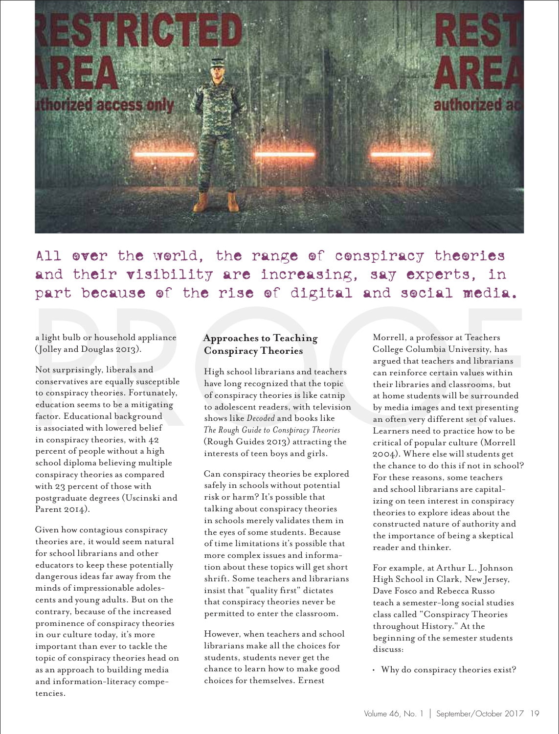All over the world, the range of conspiracy theories and their visibility are increasing, say experts, in part because of the rise of digital and social media.

a light bulb or household appliance (Jolley and Douglas 2013).

Not surprisingly, liberals and conservatives are equally susceptible to conspiracy theories. Fortunately, education seems to be a mitigating factor. Educational background is associated with lowered belief in conspiracy theories, with 42 percent of people without a high school diploma believing multiple conspiracy theories as compared with 23 percent of those with postgraduate degrees (Uscinski and Parent 2014).

Given how contagious conspiracy theories are, it would seem natural for school librarians and other educators to keep these potentially dangerous ideas far away from the minds of impressionable adolescents and young adults. But on the contrary, because of the increased prominence of conspiracy theories in our culture today, it's more important than ever to tackle the topic of conspiracy theories head on as an approach to building media and information-literacy competencies.

## Approaches to Teaching Conspiracy Theories

High school librarians and teachers have long recognized that the topic of conspiracy theories is like catnip to adolescent readers, with television shows like *Decoded* and books like *The Rough Guide to Conspiracy Theories* (Rough Guides 2013) attracting the interests of teen boys and girls.

Can conspiracy theories be explored safely in schools without potential risk or harm? It's possible that talking about conspiracy theories in schools merely validates them in the eyes of some students. Because of time limitations it's possible that more complex issues and information about these topics will get short shrift. Some teachers and librarians insist that "quality first" dictates that conspiracy theories never be permitted to enter the classroom.

However, when teachers and school librarians make all the choices for students, students never get the chance to learn how to make good choices for themselves. Ernest Morrell, a professor at Teachers College Columbia University, has argued that teachers and librarians can reinforce certain values within their libraries and classrooms, but at home students will be surrounded by media images and text presenting an often very different set of values. Learners need to practice how to be critical of popular culture (Morrell 2004). Where else will students get the chance to do this if not in school? For these reasons, some teachers and school librarians are capitalizing on teen interest in conspiracy theories to explore ideas about the constructed nature of authority and the importance of being a skeptical reader and thinker.

For example, at Arthur L. Johnson High School in Clark, New Jersey, Dave Fosco and Rebecca Russo teach a semester-long social studies class called "Conspiracy Theories throughout History." At the beginning of the semester students discuss:

- Why do conspiracy theories exist?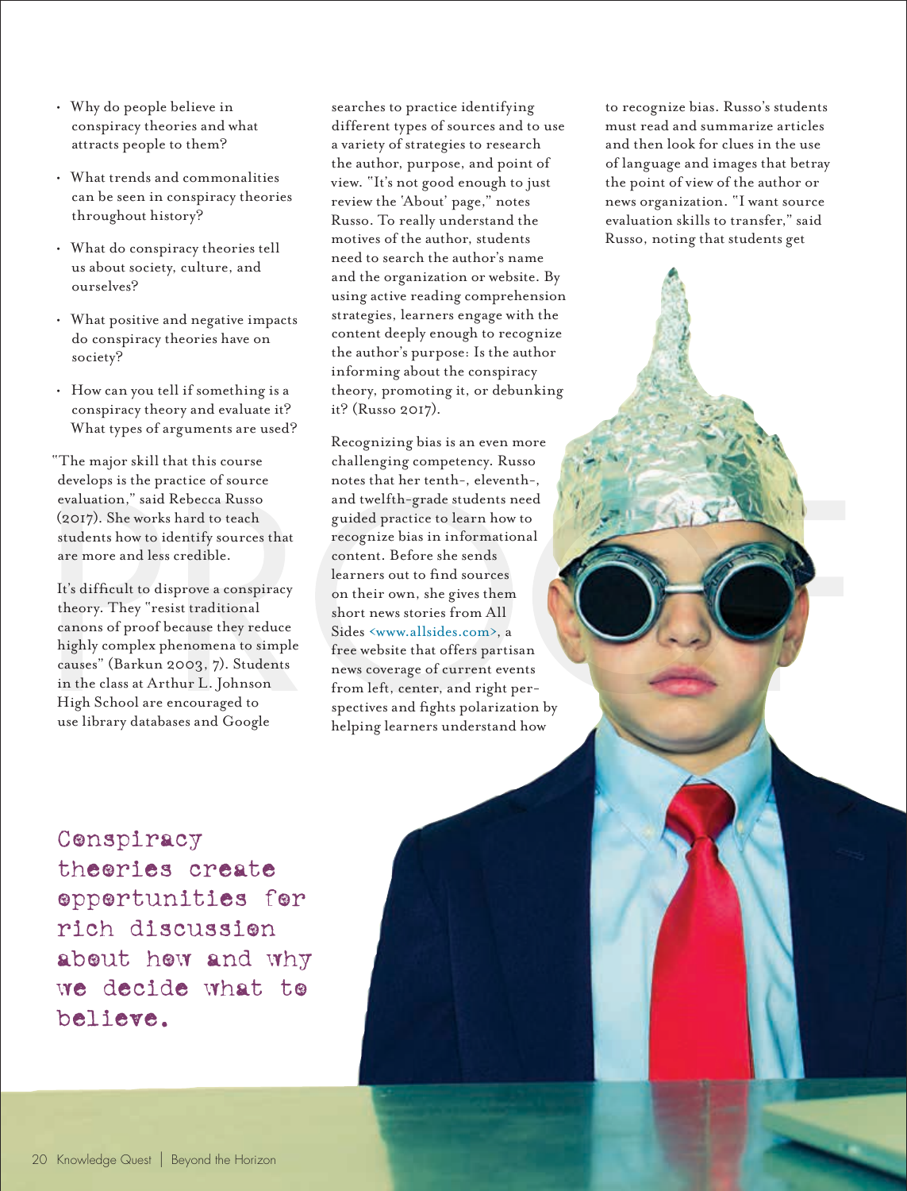- Why do people believe in conspiracy theories and what attracts people to them?
- What trends and commonalities can be seen in conspiracy theories throughout history?
- What do conspiracy theories tell us about society, culture, and ourselves?
- What positive and negative impacts do conspiracy theories have on society?
- How can you tell if something is a conspiracy theory and evaluate it? What types of arguments are used?

"The major skill that this course develops is the practice of source evaluation," said Rebecca Russo (2017). She works hard to teach students how to identify sources that are more and less credible.

It's difficult to disprove a conspiracy theory. They "resist traditional canons of proof because they reduce highly complex phenomena to simple causes" (Barkun 2003, 7). Students in the class at Arthur L. Johnson High School are encouraged to use library databases and Google searches to practice identifying different types of sources and to use a variety of strategies to research the author, purpose, and point of view. "It's not good enough to just review the 'About' page," notes Russo. To really understand the motives of the author, students need to search the author's name and the organization or website. By using active reading comprehension strategies, learners engage with the content deeply enough to recognize the author's purpose: Is the author informing about the conspiracy theory, promoting it, or debunking it? (Russo 2017).

Recognizing bias is an even more challenging competency. Russo notes that her tenth-, eleventh-, and twelfth-grade students need guided practice to learn how to recognize bias in informational content. Before she sends learners out to find sources on their own, she gives them short news stories from All Sides <www.allsides.com>, a free website that offers partisan news coverage of current events from left, center, and right perspectives and fights polarization by helping learners understand how to recognize bias. Russo's students must read and summarize articles and then look for clues in the use of language and images that betray the point of view of the author or news organization. "I want source evaluation skills to transfer," said Russo, noting that students get

**Conspiracy theories create opportunities for rich discussion about how and why we decide what to believe.**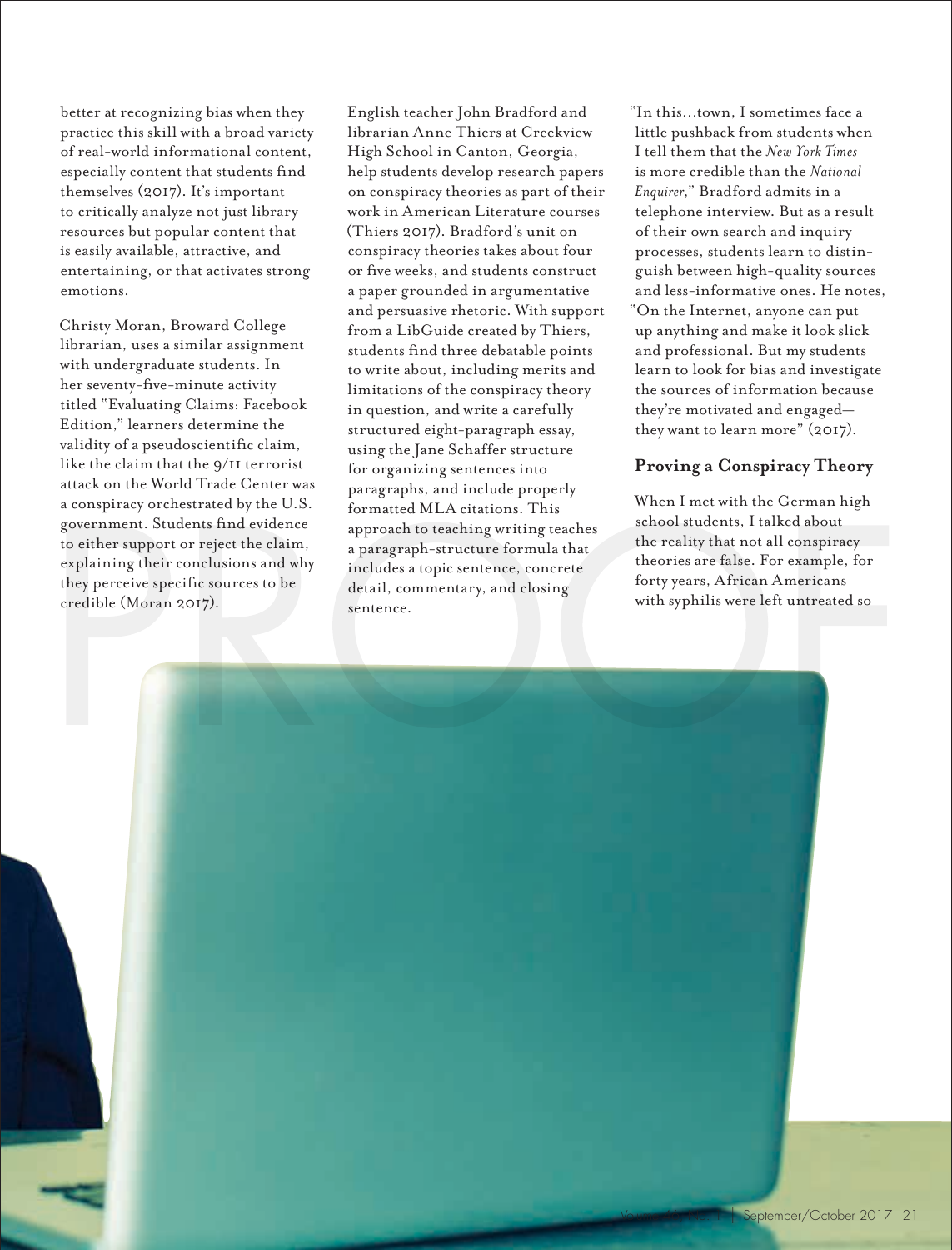better at recognizing bias when they practice this skill with a broad variety of real-world informational content, especially content that students find themselves (2017). It's important to critically analyze not just library resources but popular content that is easily available, attractive, and entertaining, or that activates strong emotions.

Christy Moran, Broward College librarian, uses a similar assignment with undergraduate students. In her seventy-five-minute activity titled "Evaluating Claims: Facebook Edition," learners determine the validity of a pseudoscientific claim, like the claim that the 9/11 terrorist attack on the World Trade Center was a conspiracy orchestrated by the U.S. government. Students find evidence to either support or reject the claim, explaining their conclusions and why they perceive specific sources to be credible (Moran 2017).

English teacher John Bradford and librarian Anne Thiers at Creekview High School in Canton, Georgia, help students develop research papers on conspiracy theories as part of their work in American Literature courses (Thiers 2017). Bradford's unit on conspiracy theories takes about four or five weeks, and students construct a paper grounded in argumentative and persuasive rhetoric. With support from a LibGuide created by Thiers, students find three debatable points to write about, including merits and limitations of the conspiracy theory in question, and write a carefully structured eight-paragraph essay, using the Jane Schaffer structure for organizing sentences into paragraphs, and include properly formatted MLA citations. This approach to teaching writing teaches a paragraph-structure formula that includes a topic sentence, concrete detail, commentary, and closing sentence.

"In this…town, I sometimes face a little pushback from students when I tell them that the *New York Times* is more credible than the *National Enquirer*," Bradford admits in a telephone interview. But as a result of their own search and inquiry processes, students learn to distinguish between high-quality sources and less-informative ones. He notes, "On the Internet, anyone can put up anything and make it look slick and professional. But my students learn to look for bias and investigate the sources of information because they're motivated and engaged—they want to learn more" (2017).

## Proving a Conspiracy Theory

When I met with the German high school students, I talked about the reality that not all conspiracy theories are false. For example, for forty years, African Americans with syphilis were left untreated so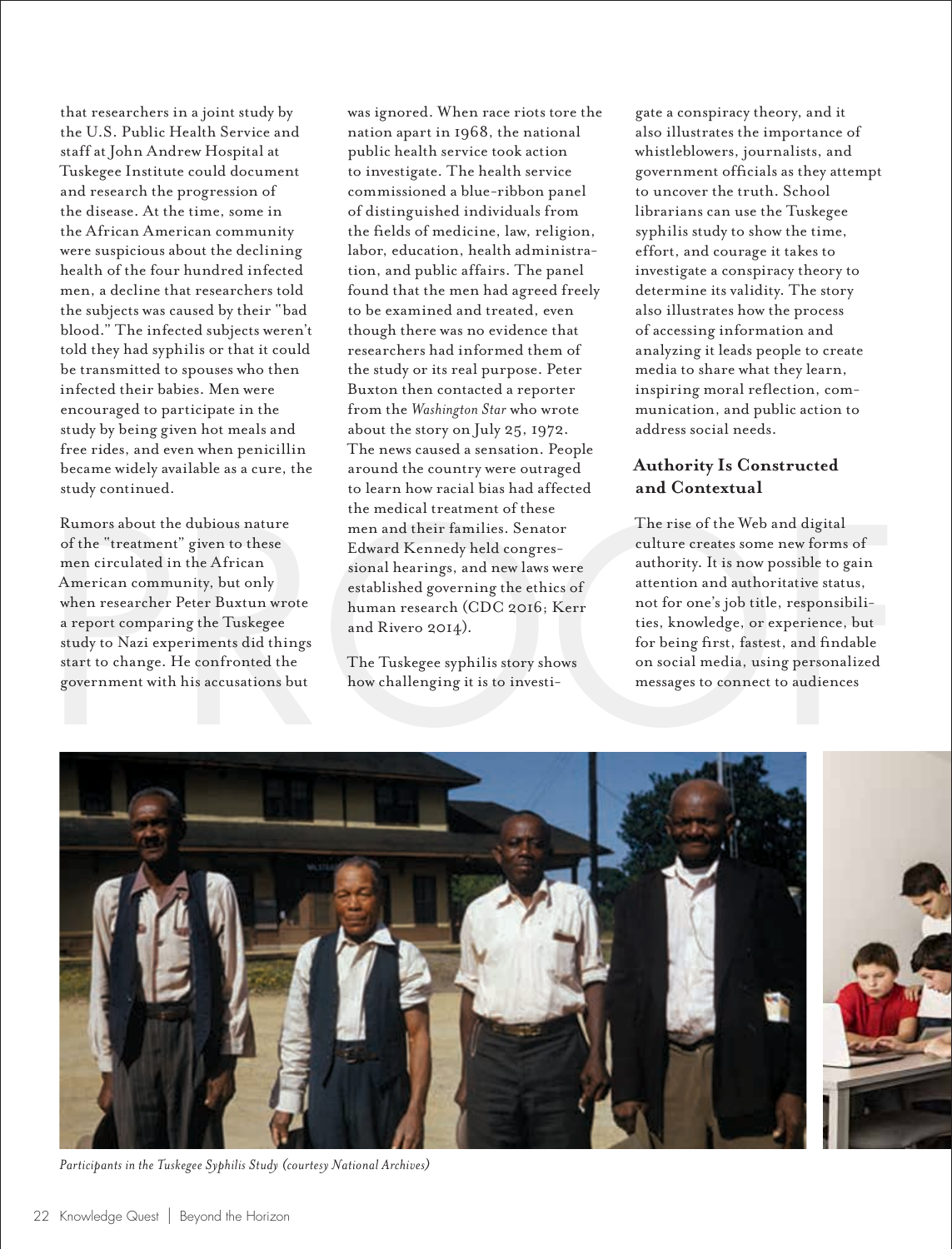that researchers in a joint study by the U.S. Public Health Service and staff at John Andrew Hospital at Tuskegee Institute could document and research the progression of the disease. At the time, some in the African American community were suspicious about the declining health of the four hundred infected men, a decline that researchers told the subjects was caused by their "bad blood." The infected subjects weren't told they had syphilis or that it could be transmitted to spouses who then infected their babies. Men were encouraged to participate in the study by being given hot meals and free rides, and even when penicillin became widely available as a cure, the study continued.

Rumors about the dubious nature of the "treatment" given to these men circulated in the African American community, but only when researcher Peter Buxtun wrote a report comparing the Tuskegee study to Nazi experiments did things start to change. He confronted the government with his accusations but was ignored. When race riots tore the nation apart in 1968, the national public health service took action to investigate. The health service commissioned a blue-ribbon panel of distinguished individuals from the fields of medicine, law, religion, labor, education, health administration, and public affairs. The panel found that the men had agreed freely to be examined and treated, even though there was no evidence that researchers had informed them of the study or its real purpose. Peter Buxton then contacted a reporter from the *Washington Star* who wrote about the story on July 25, 1972. The news caused a sensation. People around the country were outraged to learn how racial bias had affected the medical treatment of these men and their families. Senator Edward Kennedy held congressional hearings, and new laws were established governing the ethics of human research (CDC 2016; Kerr and Rivero 2014).

The Tuskegee syphilis story shows how challenging it is to investigate a conspiracy theory, and it also illustrates the importance of whistleblowers, journalists, and government officials as they attempt to uncover the truth. School librarians can use the Tuskegee syphilis study to show the time, effort, and courage it takes to investigate a conspiracy theory to determine its validity. The story also illustrates how the process of accessing information and analyzing it leads people to create media to share what they learn, inspiring moral reflection, communication, and public action to address social needs.

## Authority Is Constructed and Contextual

The rise of the Web and digital culture creates some new forms of authority. It is now possible to gain attention and authoritative status, not for one's job title, responsibilities, knowledge, or experience, but for being first, fastest, and findable on social media, using personalized messages to connect to audiences

*Participants in the Tuskegee Syphilis Study (courtesy National Archives)*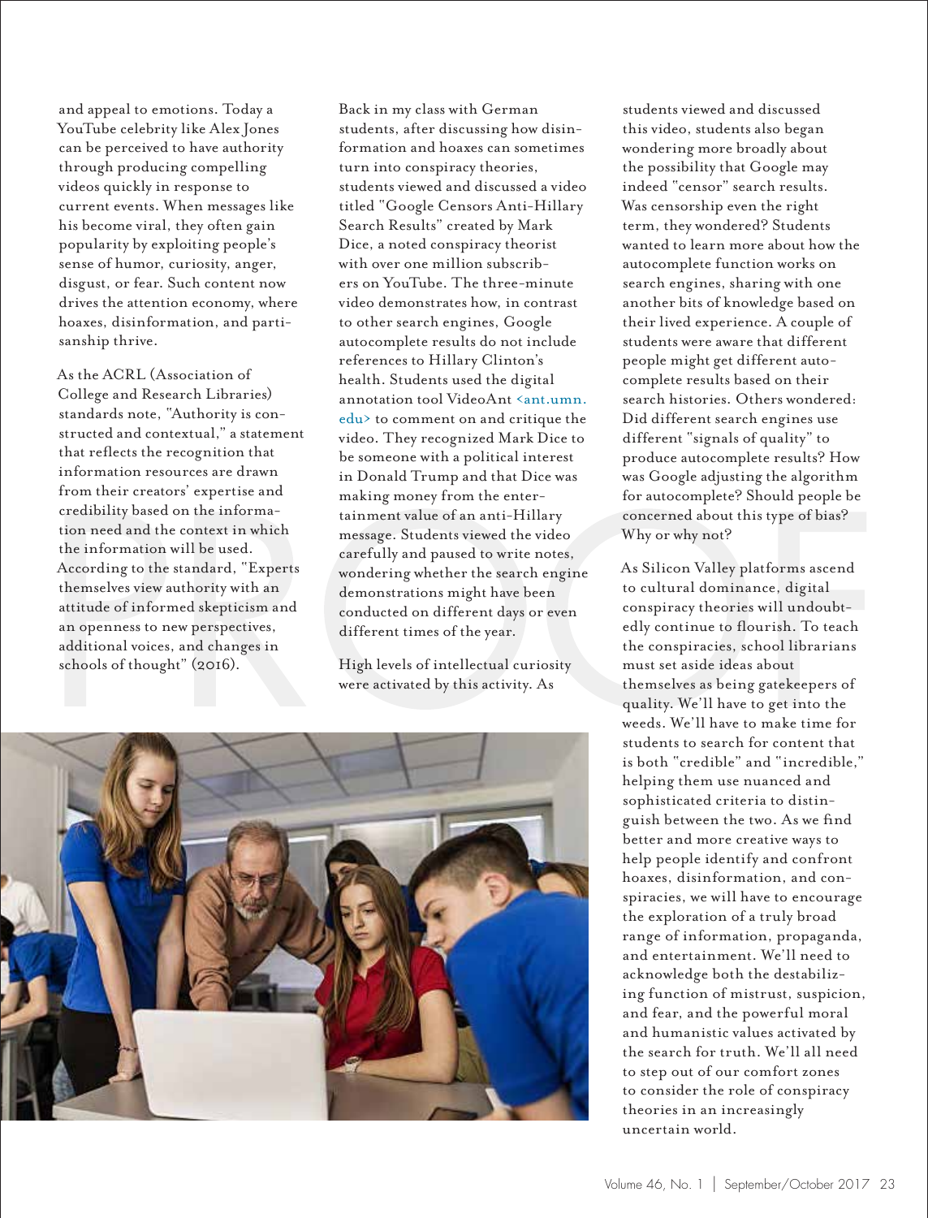and appeal to emotions. Today a YouTube celebrity like Alex Jones can be perceived to have authority through producing compelling videos quickly in response to current events. When messages like his become viral, they often gain popularity by exploiting people's sense of humor, curiosity, anger, disgust, or fear. Such content now drives the attention economy, where hoaxes, disinformation, and partisanship thrive.

As the ACRL (Association of College and Research Libraries) standards note, "Authority is constructed and contextual," a statement that reflects the recognition that information resources are drawn from their creators' expertise and credibility based on the information need and the context in which the information will be used. According to the standard, "Experts themselves view authority with an attitude of informed skepticism and an openness to new perspectives, additional voices, and changes in schools of thought" (2016).

Back in my class with German students, after discussing how disinformation and hoaxes can sometimes turn into conspiracy theories, students viewed and discussed a video titled "Google Censors Anti-Hillary Search Results" created by Mark Dice, a noted conspiracy theorist with over one million subscribers on YouTube. The three-minute video demonstrates how, in contrast to other search engines, Google autocomplete results do not include references to Hillary Clinton's health. Students used the digital annotation tool VideoAnt <ant.umn.edu> to comment on and critique the video. They recognized Mark Dice to be someone with a political interest in Donald Trump and that Dice was making money from the entertainment value of an anti-Hillary message. Students viewed the video carefully and paused to write notes, wondering whether the search engine demonstrations might have been conducted on different days or even different times of the year.

High levels of intellectual curiosity were activated by this activity. As students viewed and discussed this video, students also began wondering more broadly about the possibility that Google may indeed "censor" search results. Was censorship even the right term, they wondered? Students wanted to learn more about how the autocomplete function works on search engines, sharing with one another bits of knowledge based on their lived experience. A couple of students were aware that different people might get different autocomplete results based on their search histories. Others wondered: Did different search engines use different "signals of quality" to produce autocomplete results? How was Google adjusting the algorithm for autocomplete? Should people be concerned about this type of bias? Why or why not?

As Silicon Valley platforms ascend to cultural dominance, digital conspiracy theories will undoubtedly continue to flourish. To teach the conspiracies, school librarians must set aside ideas about themselves as being gatekeepers of quality. We'll have to get into the weeds. We'll have to make time for students to search for content that is both "credible" and "incredible," helping them use nuanced and sophisticated criteria to distinguish between the two. As we find better and more creative ways to help people identify and confront hoaxes, disinformation, and conspiracies, we will have to encourage the exploration of a truly broad range of information, propaganda, and entertainment. We'll need to acknowledge both the destabilizing function of mistrust, suspicion, and fear, and the powerful moral and humanistic values activated by the search for truth. We'll all need to step out of our comfort zones to consider the role of conspiracy theories in an increasingly uncertain world.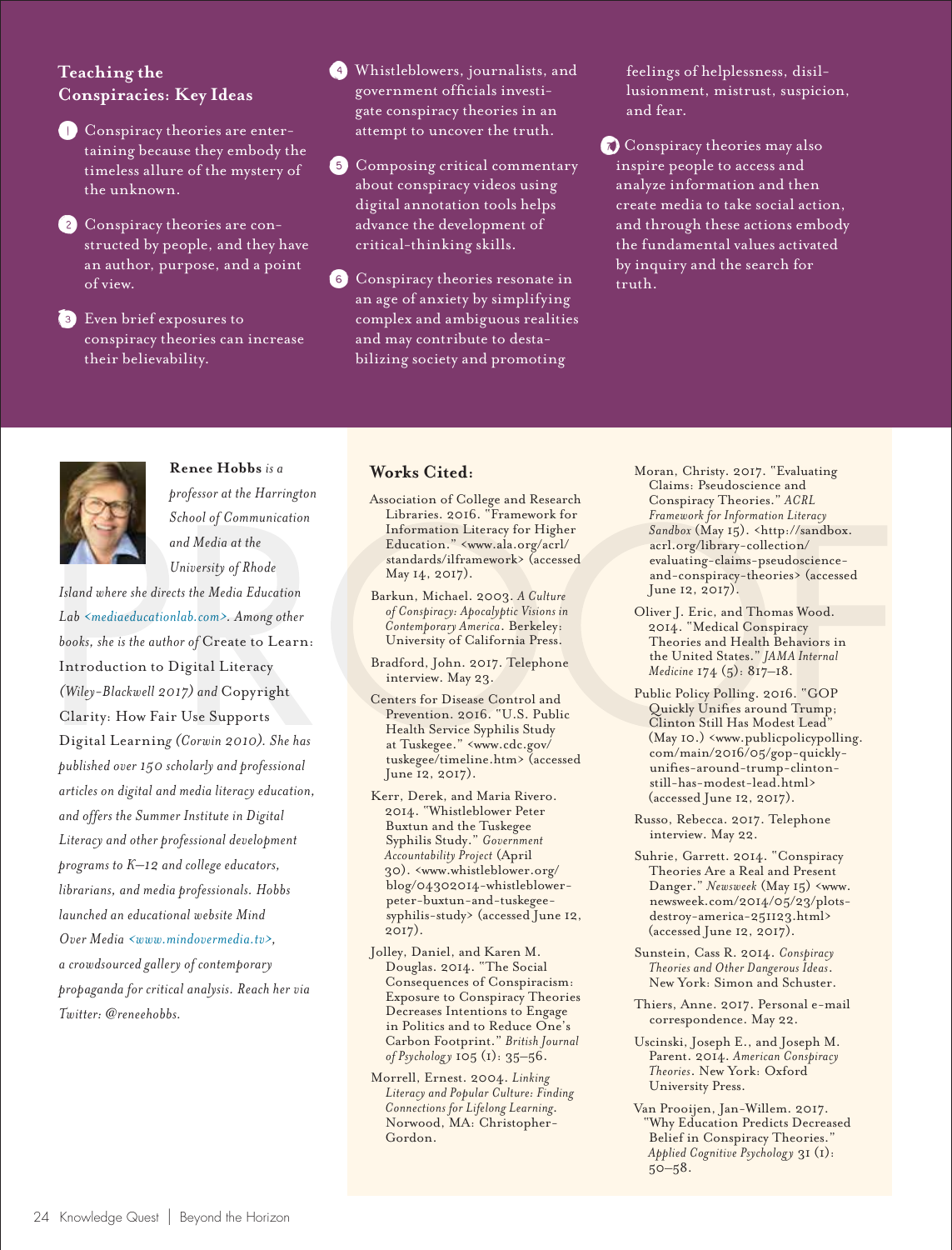## Teaching the Conspiracies: Key Ideas

1. Conspiracy theories are entertaining because they embody the timeless allure of the mystery of the unknown.
2. Conspiracy theories are constructed by people, and they have an author, purpose, and a point of view.
3. Even brief exposures to conspiracy theories can increase their believability.
4. Whistleblowers, journalists, and government officials investigate conspiracy theories in an attempt to uncover the truth.
5. Composing critical commentary about conspiracy videos using digital annotation tools helps advance the development of critical-thinking skills.
6. Conspiracy theories resonate in an age of anxiety by simplifying complex and ambiguous realities and may contribute to destabilizing society and promoting feelings of helplessness, disillusionment, mistrust, suspicion, and fear.
7. Conspiracy theories may also inspire people to access and analyze information and then create media to take social action, and through these actions embody the fundamental values activated by inquiry and the search for truth.

**Renee Hobbs** *is a professor at the Harrington School of Communication and Media at the University of Rhode Island where she directs the Media Education Lab <mediaeducationlab.com>. Among other books, she is the author of* Create to Learn: Introduction to Digital Literacy *(Wiley-Blackwell 2017) and* Copyright Clarity: How Fair Use Supports Digital Learning *(Corwin 2010). She has published over 150 scholarly and professional articles on digital and media literacy education, and offers the Summer Institute in Digital Literacy and other professional development programs to K–12 and college educators, librarians, and media professionals. Hobbs launched an educational website Mind Over Media <www.mindovermedia.tv>, a crowdsourced gallery of contemporary propaganda for critical analysis. Reach her via Twitter: @reneehobbs.*

## Works Cited:

Association of College and Research Libraries. 2016. "Framework for Information Literacy for Higher Education." <www.ala.org/acrl/standards/ilframework> (accessed May 14, 2017).

Barkun, Michael. 2003. *A Culture of Conspiracy: Apocalyptic Visions in Contemporary America*. Berkeley: University of California Press.

Bradford, John. 2017. Telephone interview. May 23.

Centers for Disease Control and Prevention. 2016. "U.S. Public Health Service Syphilis Study at Tuskegee." <www.cdc.gov/tuskegee/timeline.htm> (accessed June 12, 2017).

Kerr, Derek, and Maria Rivero. 2014. "Whistleblower Peter Buxtun and the Tuskegee Syphilis Study." *Government Accountability Project* (April 30). <www.whistleblower.org/blog/04302014-whistleblower-peter-buxtun-and-tuskegee-syphilis-study> (accessed June 12, 2017).

Jolley, Daniel, and Karen M. Douglas. 2014. "The Social Consequences of Conspiracism: Exposure to Conspiracy Theories Decreases Intentions to Engage in Politics and to Reduce One's Carbon Footprint." *British Journal of Psychology* 105 (1): 35–56.

Morrell, Ernest. 2004. *Linking Literacy and Popular Culture: Finding Connections for Lifelong Learning*. Norwood, MA: Christopher-Gordon.

Moran, Christy. 2017. "Evaluating Claims: Pseudoscience and Conspiracy Theories." *ACRL Framework for Information Literacy Sandbox* (May 15). <http://sandbox.acrl.org/library-collection/evaluating-claims-pseudoscience-and-conspiracy-theories> (accessed June 12, 2017).

Oliver J. Eric, and Thomas Wood. 2014. "Medical Conspiracy Theories and Health Behaviors in the United States." *JAMA Internal Medicine* 174 (5): 817–18.

Public Policy Polling. 2016. "GOP Quickly Unifies around Trump; Clinton Still Has Modest Lead" (May 10.) <www.publicpolicypolling.com/main/2016/05/gop-quickly-unifies-around-trump-clinton-still-has-modest-lead.html> (accessed June 12, 2017).

Russo, Rebecca. 2017. Telephone interview. May 22.

Suhrie, Garrett. 2014. "Conspiracy Theories Are a Real and Present Danger." *Newsweek* (May 15) <www.newsweek.com/2014/05/23/plots-destroy-america-251123.html> (accessed June 12, 2017).

Sunstein, Cass R. 2014. *Conspiracy Theories and Other Dangerous Ideas*. New York: Simon and Schuster.

Thiers, Anne. 2017. Personal e-mail correspondence. May 22.

Uscinski, Joseph E., and Joseph M. Parent. 2014. *American Conspiracy Theories*. New York: Oxford University Press.

Van Prooijen, Jan-Willem. 2017. "Why Education Predicts Decreased Belief in Conspiracy Theories." *Applied Cognitive Psychology* 31 (1): 50–58.